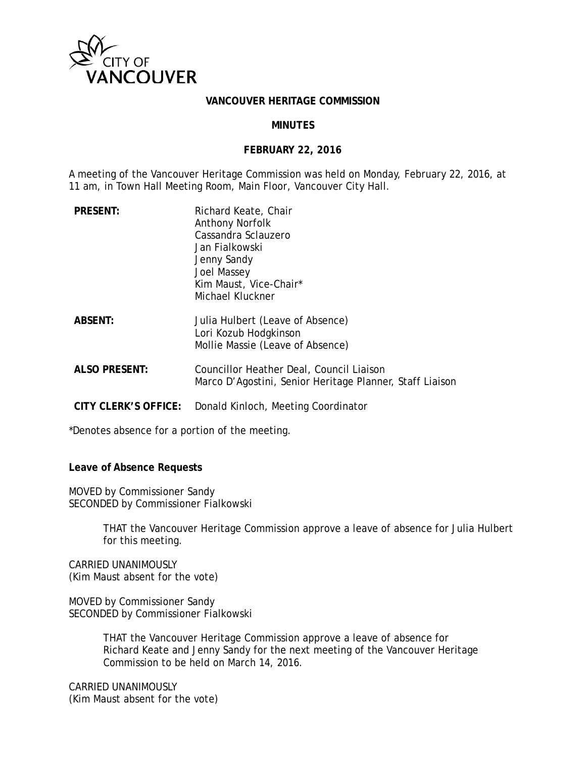# VANCOUVER HERITAGE COMMISSION

## MINUTES

## FEBRUARY 22, 2016

A meeting of the Vancouver Heritage Commission was held on Monday, February 22, 2016, at 11 am, in Town Hall Meeting Room, Main Floor, Vancouver City Hall.

| | |
|---|---|
| **PRESENT:** | Richard Keate, Chair<br>Anthony Norfolk<br>Cassandra Sclauzero<br>Jan Fialkowski<br>Jenny Sandy<br>Joel Massey<br>Kim Maust, Vice-Chair*<br>Michael Kluckner |
| **ABSENT:** | Julia Hulbert (Leave of Absence)<br>Lori Kozub Hodgkinson<br>Mollie Massie (Leave of Absence) |
| **ALSO PRESENT:** | Councillor Heather Deal, Council Liaison<br>Marco D'Agostini, Senior Heritage Planner, Staff Liaison |
| **CITY CLERK'S OFFICE:** | Donald Kinloch, Meeting Coordinator |

*Denotes absence for a portion of the meeting.

**Leave of Absence Requests**

MOVED by Commissioner Sandy
SECONDED by Commissioner Fialkowski

> THAT the Vancouver Heritage Commission approve a leave of absence for Julia Hulbert for this meeting.

CARRIED UNANIMOUSLY
(Kim Maust absent for the vote)

MOVED by Commissioner Sandy
SECONDED by Commissioner Fialkowski

> THAT the Vancouver Heritage Commission approve a leave of absence for Richard Keate and Jenny Sandy for the next meeting of the Vancouver Heritage Commission to be held on March 14, 2016.

CARRIED UNANIMOUSLY
(Kim Maust absent for the vote)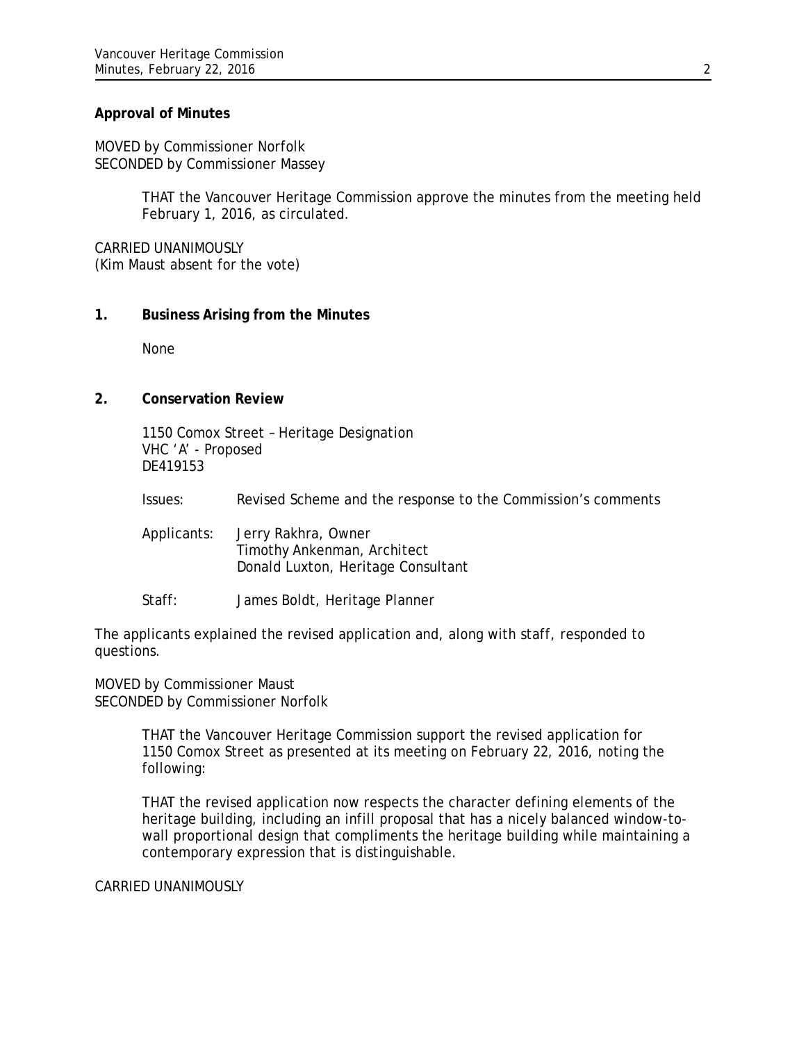**Approval of Minutes**

MOVED by Commissioner Norfolk
SECONDED by Commissioner Massey

> THAT the Vancouver Heritage Commission approve the minutes from the meeting held February 1, 2016, as circulated.

CARRIED UNANIMOUSLY
(Kim Maust absent for the vote)

**1. Business Arising from the Minutes**

None

**2. Conservation Review**

1150 Comox Street – Heritage Designation
VHC 'A' - Proposed
DE419153

Issues: Revised Scheme and the response to the Commission's comments

Applicants: Jerry Rakhra, Owner
Timothy Ankenman, Architect
Donald Luxton, Heritage Consultant

Staff: James Boldt, Heritage Planner

The applicants explained the revised application and, along with staff, responded to questions.

MOVED by Commissioner Maust
SECONDED by Commissioner Norfolk

> THAT the Vancouver Heritage Commission support the revised application for 1150 Comox Street as presented at its meeting on February 22, 2016, noting the following:
>
> THAT the revised application now respects the character defining elements of the heritage building, including an infill proposal that has a nicely balanced window-to-wall proportional design that compliments the heritage building while maintaining a contemporary expression that is distinguishable.

CARRIED UNANIMOUSLY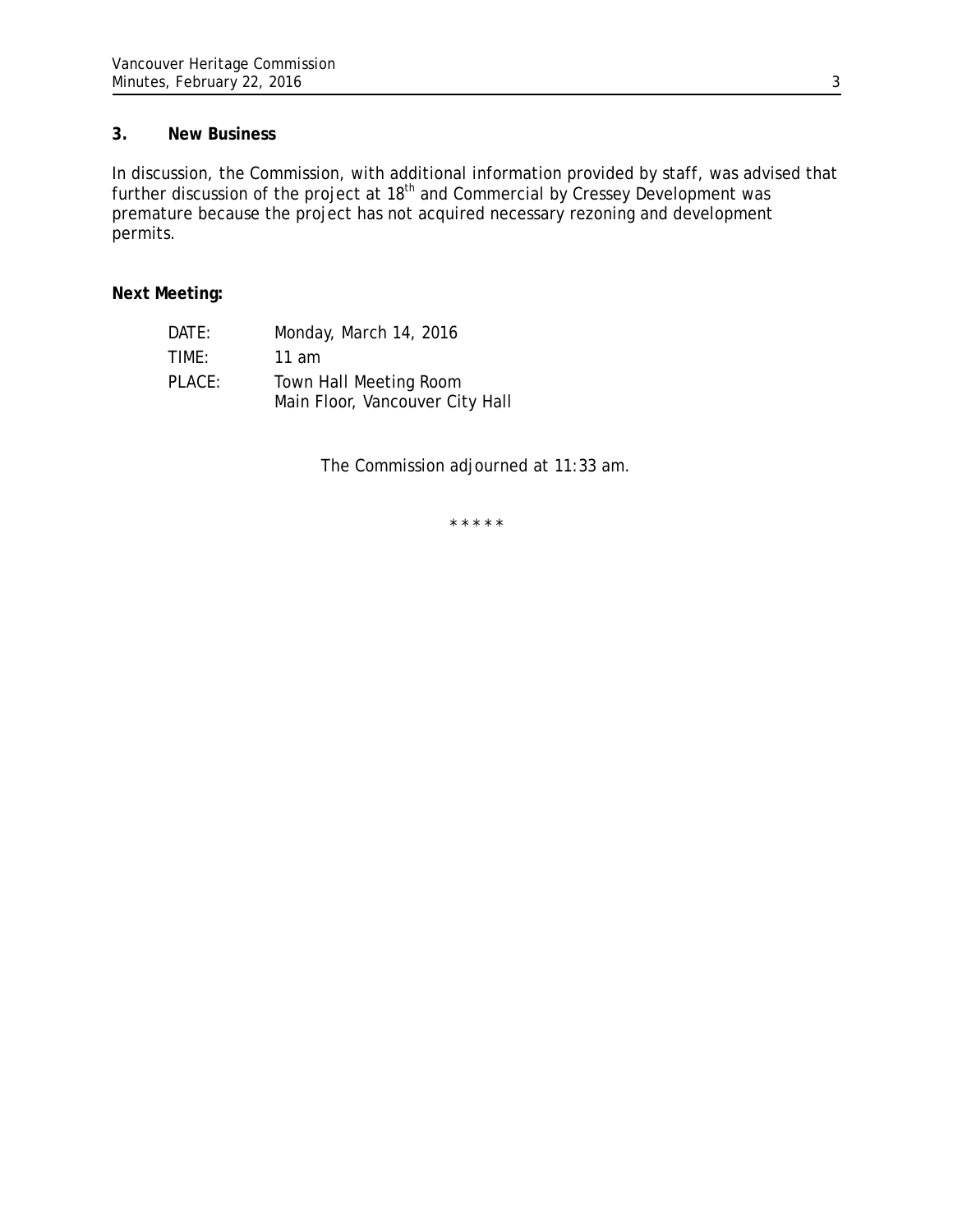## 3. New Business

In discussion, the Commission, with additional information provided by staff, was advised that further discussion of the project at 18th and Commercial by Cressey Development was premature because the project has not acquired necessary rezoning and development permits.

**Next Meeting:**

| | |
|---|---|
| DATE: | Monday, March 14, 2016 |
| TIME: | 11 am |
| PLACE: | Town Hall Meeting Room<br>Main Floor, Vancouver City Hall |

The Commission adjourned at 11:33 am.

\* \* \* \* \*